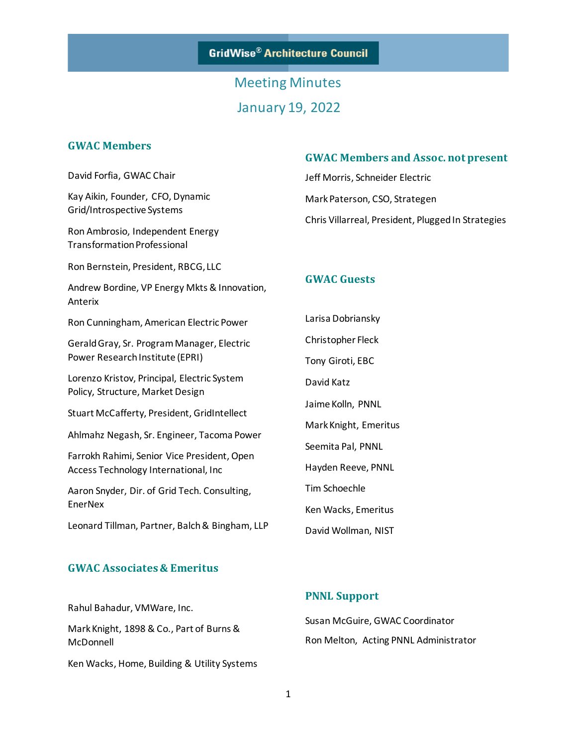# GridWise® Architecture Council

## Meeting Minutes

## January 19, 2022

### GWAC Members

David Forfia, GWAC Chair

Kay Aikin, Founder, CFO, Dynamic Grid/Introspective Systems

Ron Ambrosio, Independent Energy Transformation Professional

Ron Bernstein, President, RBCG, LLC

Andrew Bordine, VP Energy Mkts & Innovation, Anterix

Ron Cunningham, American Electric Power

Gerald Gray, Sr. Program Manager, Electric Power Research Institute (EPRI)

Lorenzo Kristov, Principal, Electric System Policy, Structure, Market Design

Stuart McCafferty, President, GridIntellect

Ahlmahz Negash, Sr. Engineer, Tacoma Power

Farrokh Rahimi, Senior Vice President, Open Access Technology International, Inc

Aaron Snyder, Dir. of Grid Tech. Consulting, EnerNex

Leonard Tillman, Partner, Balch & Bingham, LLP

### GWAC Associates & Emeritus

Rahul Bahadur, VMWare, Inc.

Mark Knight, 1898 & Co., Part of Burns & McDonnell

Ken Wacks, Home, Building & Utility Systems

### GWAC Members and Assoc. not present

Jeff Morris, Schneider Electric

Mark Paterson, CSO, Strategen

Chris Villarreal, President, Plugged In Strategies

### GWAC Guests

Larisa Dobriansky

Christopher Fleck

Tony Giroti, EBC

David Katz

Jaime Kolln, PNNL

Mark Knight, Emeritus

Seemita Pal, PNNL

Hayden Reeve, PNNL

Tim Schoechle

Ken Wacks, Emeritus

David Wollman, NIST

### PNNL Support

Susan McGuire, GWAC Coordinator

Ron Melton, Acting PNNL Administrator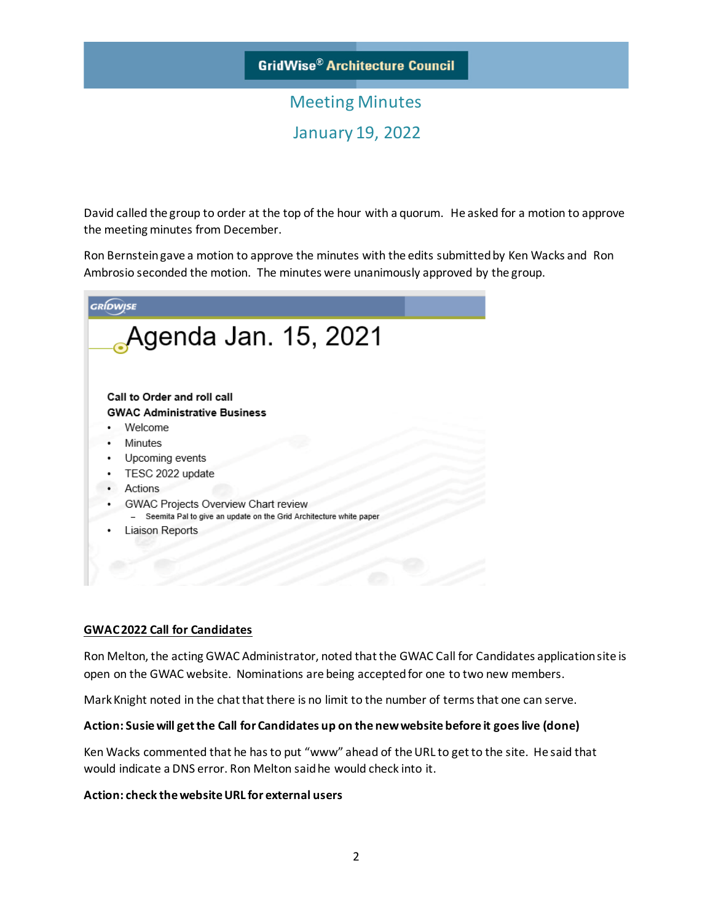GridWise® Architecture Council

# Meeting Minutes

## January 19, 2022

David called the group to order at the top of the hour with a quorum. He asked for a motion to approve the meeting minutes from December.

Ron Bernstein gave a motion to approve the minutes with the edits submitted by Ken Wacks and Ron Ambrosio seconded the motion. The minutes were unanimously approved by the group.

GRIDWISE

### Agenda Jan. 15, 2021

**Call to Order and roll call**

**GWAC Administrative Business**

- Welcome
- Minutes
- Upcoming events
- TESC 2022 update
- Actions
- GWAC Projects Overview Chart review
  - Seemita Pal to give an update on the Grid Architecture white paper
- Liaison Reports

**GWAC 2022 Call for Candidates**

Ron Melton, the acting GWAC Administrator, noted that the GWAC Call for Candidates application site is open on the GWAC website. Nominations are being accepted for one to two new members.

Mark Knight noted in the chat that there is no limit to the number of terms that one can serve.

**Action: Susie will get the Call for Candidates up on the new website before it goes live (done)**

Ken Wacks commented that he has to put "www" ahead of the URL to get to the site. He said that would indicate a DNS error. Ron Melton said he would check into it.

**Action: check the website URL for external users**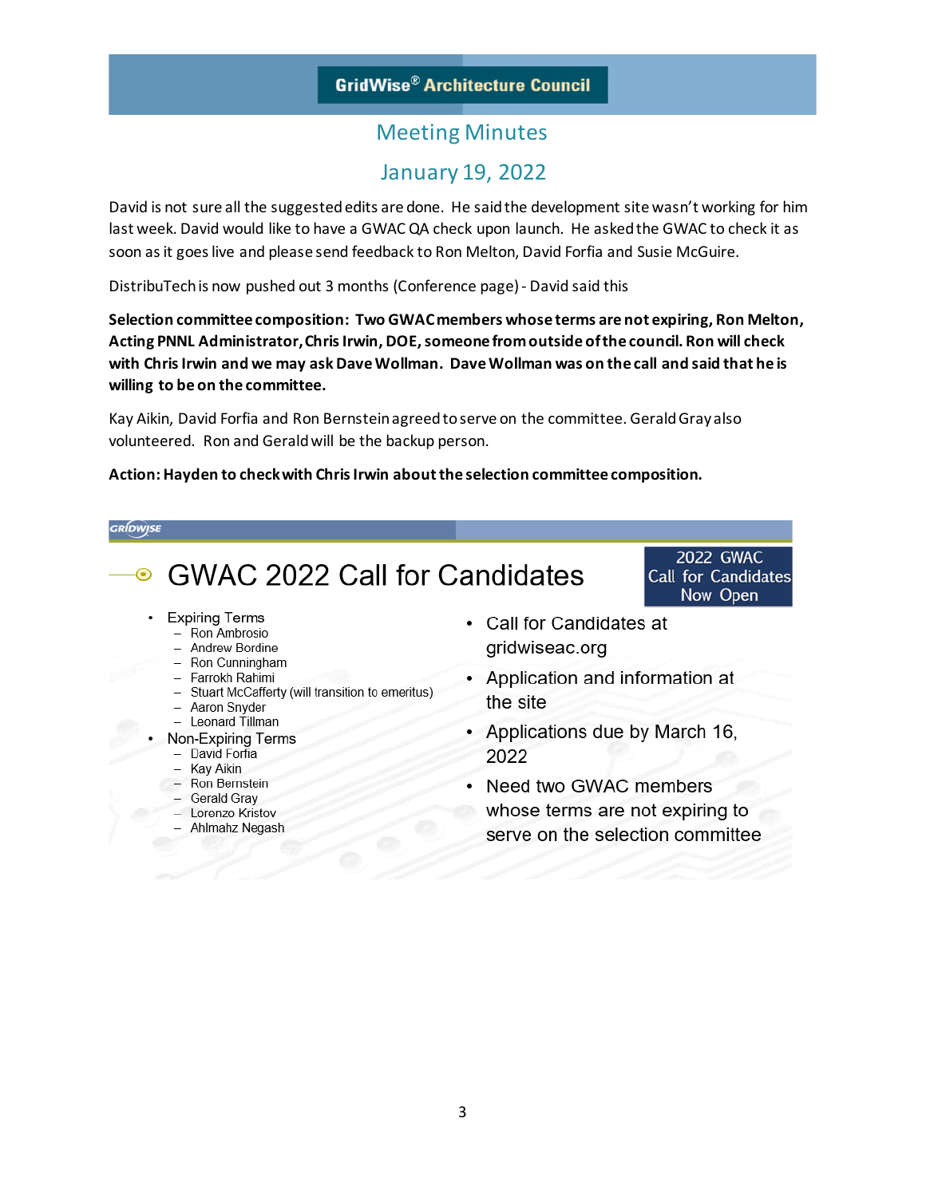David is not sure all the suggested edits are done. He said the development site wasn't working for him last week. David would like to have a GWAC QA check upon launch. He asked the GWAC to check it as soon as it goes live and please send feedback to Ron Melton, David Forfia and Susie McGuire.

DistribuTech is now pushed out 3 months (Conference page) - David said this

**Selection committee composition: Two GWAC members whose terms are not expiring, Ron Melton, Acting PNNL Administrator, Chris Irwin, DOE, someone from outside of the council. Ron will check with Chris Irwin and we may ask Dave Wollman. Dave Wollman was on the call and said that he is willing to be on the committee.**

Kay Aikin, David Forfia and Ron Bernstein agreed to serve on the committee. Gerald Gray also volunteered. Ron and Gerald will be the backup person.

**Action: Hayden to check with Chris Irwin about the selection committee composition.**

## GWAC 2022 Call for Candidates

2022 GWAC Call for Candidates Now Open

- Expiring Terms
  - Ron Ambrosio
  - Andrew Bordine
  - Ron Cunningham
  - Farrokh Rahimi
  - Stuart McCafferty (will transition to emeritus)
  - Aaron Snyder
  - Leonard Tillman
- Non-Expiring Terms
  - David Forfia
  - Kay Aikin
  - Ron Bernstein
  - Gerald Gray
  - Lorenzo Kristov
  - Ahlmahz Negash

- Call for Candidates at gridwiseac.org
- Application and information at the site
- Applications due by March 16, 2022
- Need two GWAC members whose terms are not expiring to serve on the selection committee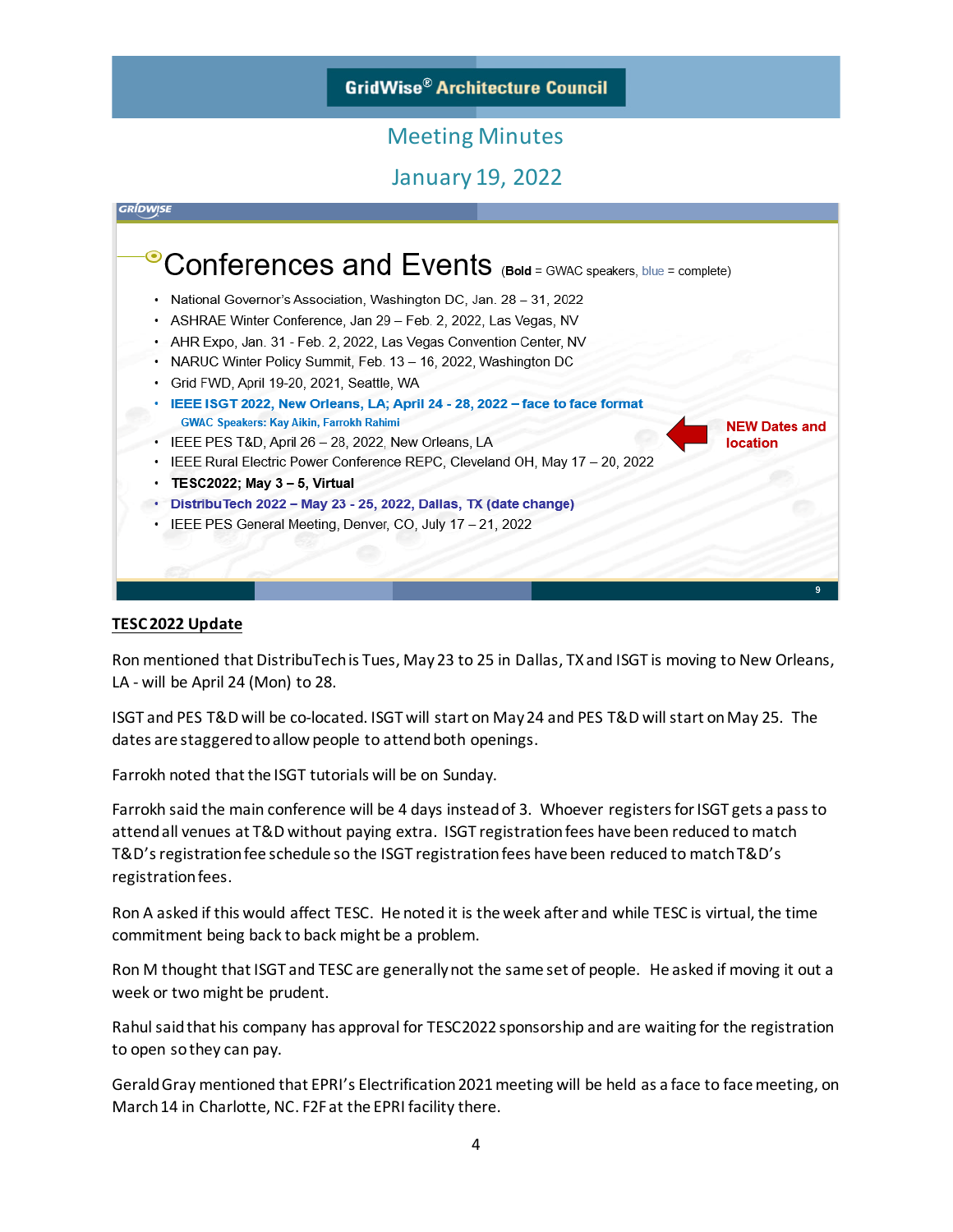# GridWise® Architecture Council

## Meeting Minutes

## January 19, 2022

### Conferences and Events (**Bold** = GWAC speakers, blue = complete)

- National Governor's Association, Washington DC, Jan. 28 – 31, 2022
- ASHRAE Winter Conference, Jan 29 – Feb. 2, 2022, Las Vegas, NV
- AHR Expo, Jan. 31 - Feb. 2, 2022, Las Vegas Convention Center, NV
- NARUC Winter Policy Summit, Feb. 13 – 16, 2022, Washington DC
- Grid FWD, April 19-20, 2021, Seattle, WA
- **IEEE ISGT 2022, New Orleans, LA; April 24 - 28, 2022 – face to face format**
  - **GWAC Speakers: Kay Aikin, Farrokh Rahimi**
  - **NEW Dates and location**
- IEEE PES T&D, April 26 – 28, 2022, New Orleans, LA
- IEEE Rural Electric Power Conference REPC, Cleveland OH, May 17 – 20, 2022
- **TESC2022; May 3 – 5, Virtual**
- **DistribuTech 2022 – May 23 - 25, 2022, Dallas, TX (date change)**
- IEEE PES General Meeting, Denver, CO, July 17 – 21, 2022

## TESC 2022 Update

Ron mentioned that DistribuTech is Tues, May 23 to 25 in Dallas, TX and ISGT is moving to New Orleans, LA - will be April 24 (Mon) to 28.

ISGT and PES T&D will be co-located. ISGT will start on May 24 and PES T&D will start on May 25. The dates are staggered to allow people to attend both openings.

Farrokh noted that the ISGT tutorials will be on Sunday.

Farrokh said the main conference will be 4 days instead of 3. Whoever registers for ISGT gets a pass to attend all venues at T&D without paying extra. ISGT registration fees have been reduced to match T&D's registration fee schedule so the ISGT registration fees have been reduced to match T&D's registration fees.

Ron A asked if this would affect TESC. He noted it is the week after and while TESC is virtual, the time commitment being back to back might be a problem.

Ron M thought that ISGT and TESC are generally not the same set of people. He asked if moving it out a week or two might be prudent.

Rahul said that his company has approval for TESC2022 sponsorship and are waiting for the registration to open so they can pay.

Gerald Gray mentioned that EPRI's Electrification 2021 meeting will be held as a face to face meeting, on March 14 in Charlotte, NC. F2F at the EPRI facility there.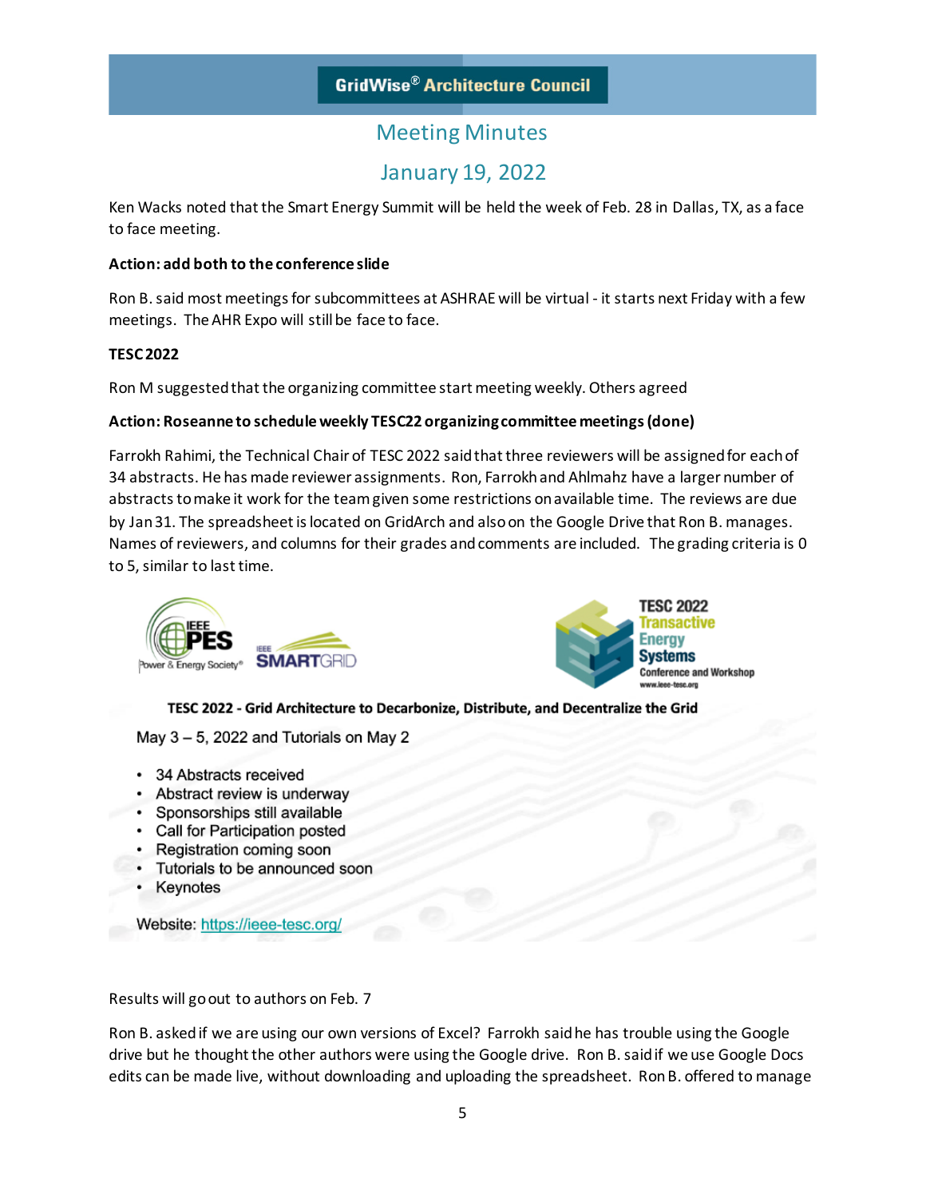# GridWise® Architecture Council

## Meeting Minutes

## January 19, 2022

Ken Wacks noted that the Smart Energy Summit will be held the week of Feb. 28 in Dallas, TX, as a face to face meeting.

**Action: add both to the conference slide**

Ron B. said most meetings for subcommittees at ASHRAE will be virtual - it starts next Friday with a few meetings. The AHR Expo will still be face to face.

**TESC 2022**

Ron M suggested that the organizing committee start meeting weekly. Others agreed

**Action: Roseanne to schedule weekly TESC22 organizing committee meetings (done)**

Farrokh Rahimi, the Technical Chair of TESC 2022 said that three reviewers will be assigned for each of 34 abstracts. He has made reviewer assignments. Ron, Farrokh and Ahlmahz have a larger number of abstracts to make it work for the team given some restrictions on available time. The reviews are due by Jan 31. The spreadsheet is located on GridArch and also on the Google Drive that Ron B. manages. Names of reviewers, and columns for their grades and comments are included. The grading criteria is 0 to 5, similar to last time.

IEEE PES Power & Energy Society® | IEEE SMARTGRID | TESC 2022 Transactive Energy Systems Conference and Workshop www.ieee-tesc.org

**TESC 2022 - Grid Architecture to Decarbonize, Distribute, and Decentralize the Grid**

May 3 – 5, 2022 and Tutorials on May 2

- 34 Abstracts received
- Abstract review is underway
- Sponsorships still available
- Call for Participation posted
- Registration coming soon
- Tutorials to be announced soon
- Keynotes

Website: https://ieee-tesc.org/

Results will go out to authors on Feb. 7

Ron B. asked if we are using our own versions of Excel? Farrokh said he has trouble using the Google drive but he thought the other authors were using the Google drive. Ron B. said if we use Google Docs edits can be made live, without downloading and uploading the spreadsheet. Ron B. offered to manage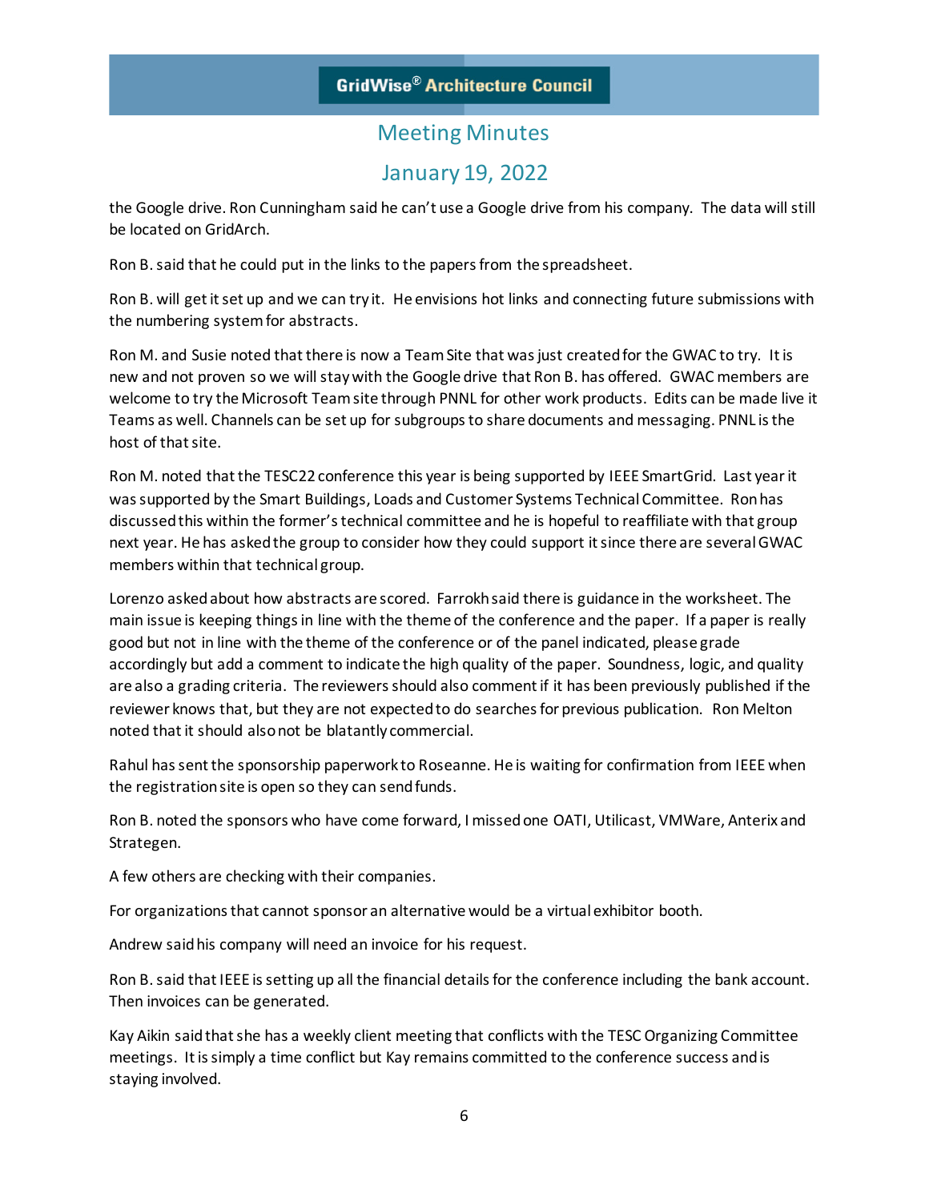the Google drive. Ron Cunningham said he can't use a Google drive from his company. The data will still be located on GridArch.

Ron B. said that he could put in the links to the papers from the spreadsheet.

Ron B. will get it set up and we can try it. He envisions hot links and connecting future submissions with the numbering system for abstracts.

Ron M. and Susie noted that there is now a Team Site that was just created for the GWAC to try. It is new and not proven so we will stay with the Google drive that Ron B. has offered. GWAC members are welcome to try the Microsoft Team site through PNNL for other work products. Edits can be made live it Teams as well. Channels can be set up for subgroups to share documents and messaging. PNNL is the host of that site.

Ron M. noted that the TESC22 conference this year is being supported by IEEE SmartGrid. Last year it was supported by the Smart Buildings, Loads and Customer Systems Technical Committee. Ron has discussed this within the former's technical committee and he is hopeful to reaffiliate with that group next year. He has asked the group to consider how they could support it since there are several GWAC members within that technical group.

Lorenzo asked about how abstracts are scored. Farrokh said there is guidance in the worksheet. The main issue is keeping things in line with the theme of the conference and the paper. If a paper is really good but not in line with the theme of the conference or of the panel indicated, please grade accordingly but add a comment to indicate the high quality of the paper. Soundness, logic, and quality are also a grading criteria. The reviewers should also comment if it has been previously published if the reviewer knows that, but they are not expected to do searches for previous publication. Ron Melton noted that it should also not be blatantly commercial.

Rahul has sent the sponsorship paperwork to Roseanne. He is waiting for confirmation from IEEE when the registration site is open so they can send funds.

Ron B. noted the sponsors who have come forward, I missed one OATI, Utilicast, VMWare, Anterix and Strategen.

A few others are checking with their companies.

For organizations that cannot sponsor an alternative would be a virtual exhibitor booth.

Andrew said his company will need an invoice for his request.

Ron B. said that IEEE is setting up all the financial details for the conference including the bank account. Then invoices can be generated.

Kay Aikin said that she has a weekly client meeting that conflicts with the TESC Organizing Committee meetings. It is simply a time conflict but Kay remains committed to the conference success and is staying involved.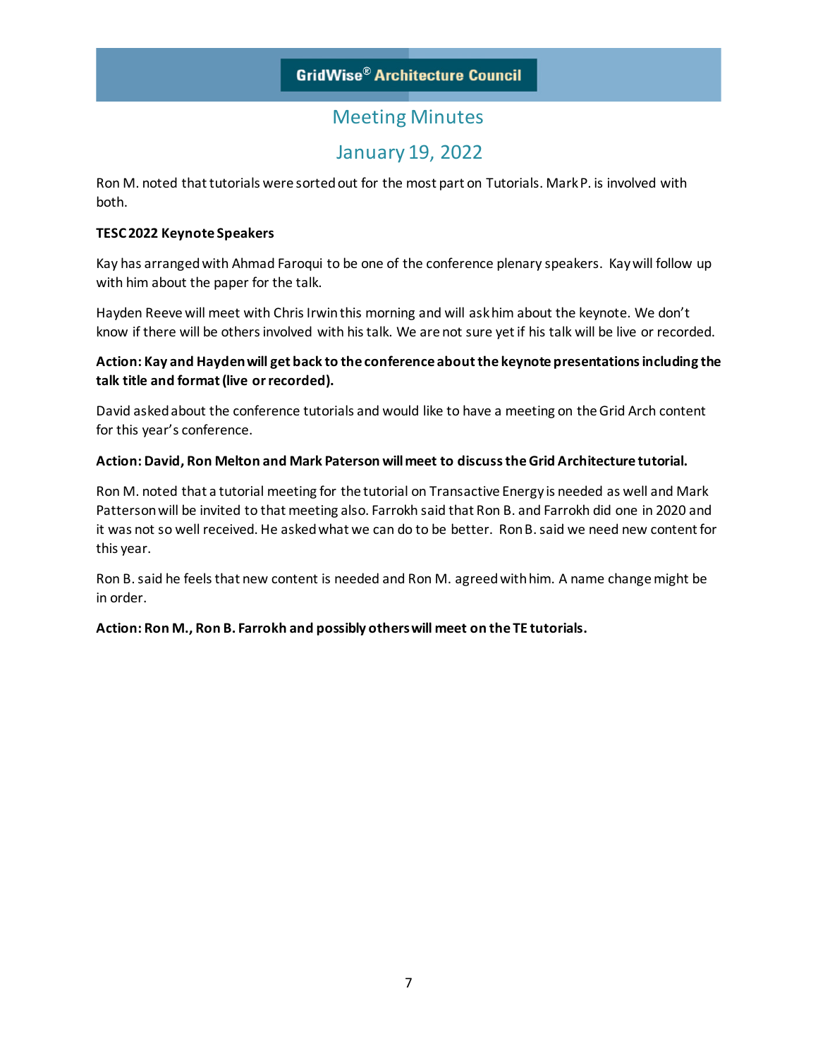Ron M. noted that tutorials were sorted out for the most part on Tutorials. Mark P. is involved with both.

**TESC 2022 Keynote Speakers**

Kay has arranged with Ahmad Faroqui to be one of the conference plenary speakers. Kay will follow up with him about the paper for the talk.

Hayden Reeve will meet with Chris Irwin this morning and will ask him about the keynote. We don't know if there will be others involved with his talk. We are not sure yet if his talk will be live or recorded.

**Action: Kay and Hayden will get back to the conference about the keynote presentations including the talk title and format (live or recorded).**

David asked about the conference tutorials and would like to have a meeting on the Grid Arch content for this year's conference.

**Action: David, Ron Melton and Mark Paterson will meet to discuss the Grid Architecture tutorial.**

Ron M. noted that a tutorial meeting for the tutorial on Transactive Energy is needed as well and Mark Patterson will be invited to that meeting also. Farrokh said that Ron B. and Farrokh did one in 2020 and it was not so well received. He asked what we can do to be better. Ron B. said we need new content for this year.

Ron B. said he feels that new content is needed and Ron M. agreed with him. A name change might be in order.

**Action: Ron M., Ron B. Farrokh and possibly others will meet on the TE tutorials.**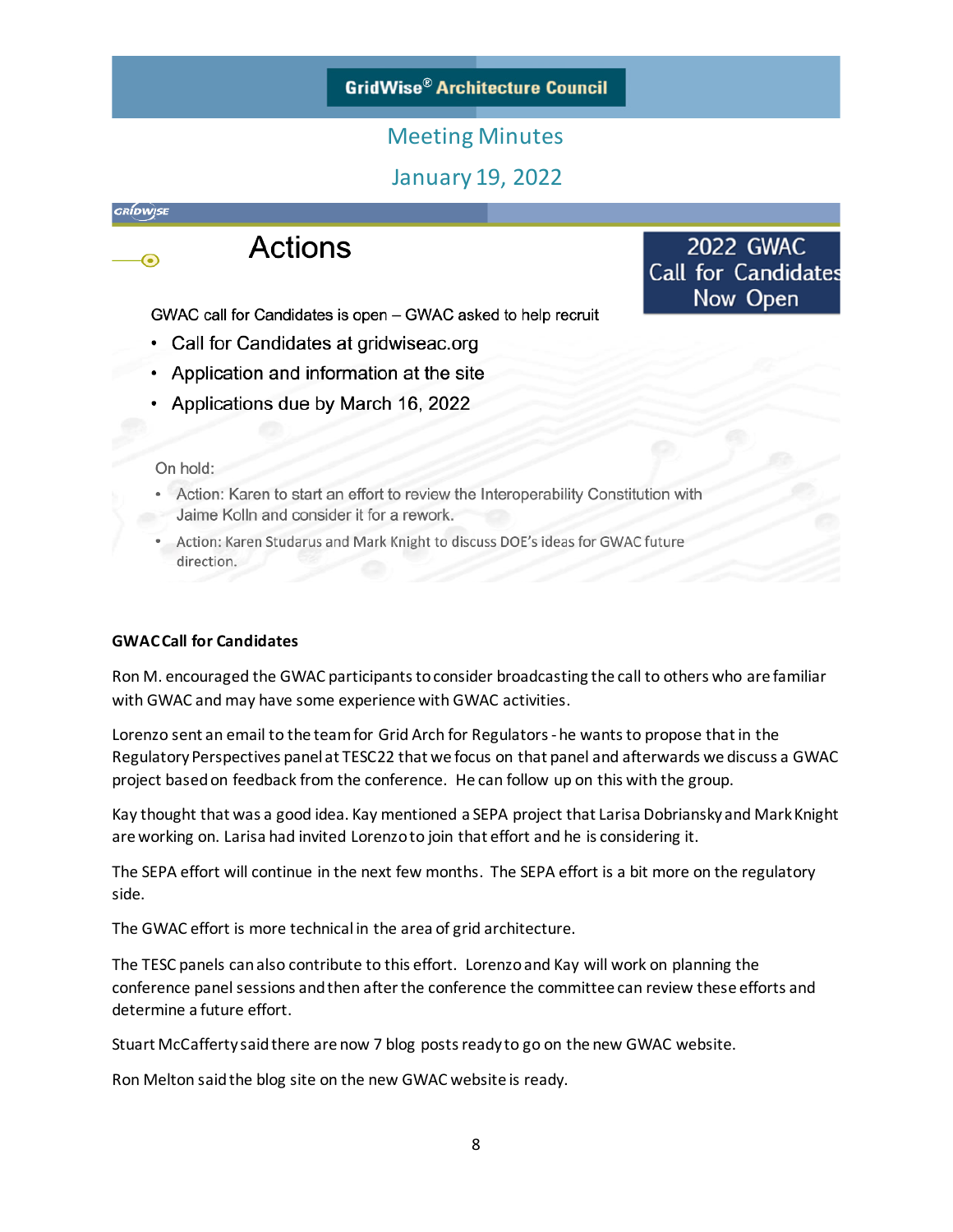GridWise® Architecture Council

Meeting Minutes

January 19, 2022

## Actions

2022 GWAC Call for Candidates Now Open

GWAC call for Candidates is open – GWAC asked to help recruit

- Call for Candidates at gridwiseac.org
- Application and information at the site
- Applications due by March 16, 2022

On hold:

- Action: Karen to start an effort to review the Interoperability Constitution with Jaime Kolln and consider it for a rework.
- Action: Karen Studarus and Mark Knight to discuss DOE's ideas for GWAC future direction.

**GWAC Call for Candidates**

Ron M. encouraged the GWAC participants to consider broadcasting the call to others who are familiar with GWAC and may have some experience with GWAC activities.

Lorenzo sent an email to the team for Grid Arch for Regulators - he wants to propose that in the Regulatory Perspectives panel at TESC22 that we focus on that panel and afterwards we discuss a GWAC project based on feedback from the conference. He can follow up on this with the group.

Kay thought that was a good idea. Kay mentioned a SEPA project that Larisa Dobriansky and Mark Knight are working on. Larisa had invited Lorenzo to join that effort and he is considering it.

The SEPA effort will continue in the next few months. The SEPA effort is a bit more on the regulatory side.

The GWAC effort is more technical in the area of grid architecture.

The TESC panels can also contribute to this effort. Lorenzo and Kay will work on planning the conference panel sessions and then after the conference the committee can review these efforts and determine a future effort.

Stuart McCafferty said there are now 7 blog posts ready to go on the new GWAC website.

Ron Melton said the blog site on the new GWAC website is ready.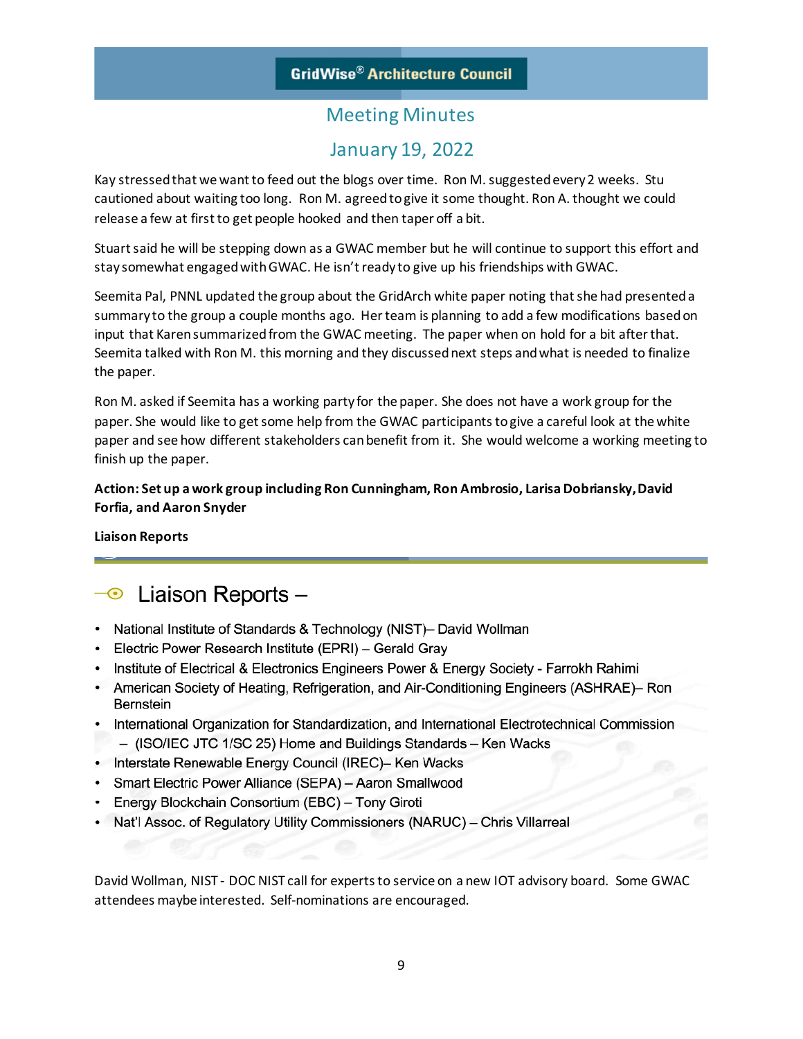Kay stressed that we want to feed out the blogs over time. Ron M. suggested every 2 weeks. Stu cautioned about waiting too long. Ron M. agreed to give it some thought. Ron A. thought we could release a few at first to get people hooked and then taper off a bit.

Stuart said he will be stepping down as a GWAC member but he will continue to support this effort and stay somewhat engaged with GWAC. He isn't ready to give up his friendships with GWAC.

Seemita Pal, PNNL updated the group about the GridArch white paper noting that she had presented a summary to the group a couple months ago. Her team is planning to add a few modifications based on input that Karen summarized from the GWAC meeting. The paper when on hold for a bit after that. Seemita talked with Ron M. this morning and they discussed next steps and what is needed to finalize the paper.

Ron M. asked if Seemita has a working party for the paper. She does not have a work group for the paper. She would like to get some help from the GWAC participants to give a careful look at the white paper and see how different stakeholders can benefit from it. She would welcome a working meeting to finish up the paper.

**Action: Set up a work group including Ron Cunningham, Ron Ambrosio, Larisa Dobriansky, David Forfia, and Aaron Snyder**

**Liaison Reports**

## Liaison Reports –

- National Institute of Standards & Technology (NIST)– David Wollman
- Electric Power Research Institute (EPRI) – Gerald Gray
- Institute of Electrical & Electronics Engineers Power & Energy Society - Farrokh Rahimi
- American Society of Heating, Refrigeration, and Air-Conditioning Engineers (ASHRAE)– Ron Bernstein
- International Organization for Standardization, and International Electrotechnical Commission
  - (ISO/IEC JTC 1/SC 25) Home and Buildings Standards – Ken Wacks
- Interstate Renewable Energy Council (IREC)– Ken Wacks
- Smart Electric Power Alliance (SEPA) – Aaron Smallwood
- Energy Blockchain Consortium (EBC) – Tony Giroti
- Nat'l Assoc. of Regulatory Utility Commissioners (NARUC) – Chris Villarreal

David Wollman, NIST - DOC NIST call for experts to service on a new IOT advisory board. Some GWAC attendees maybe interested. Self-nominations are encouraged.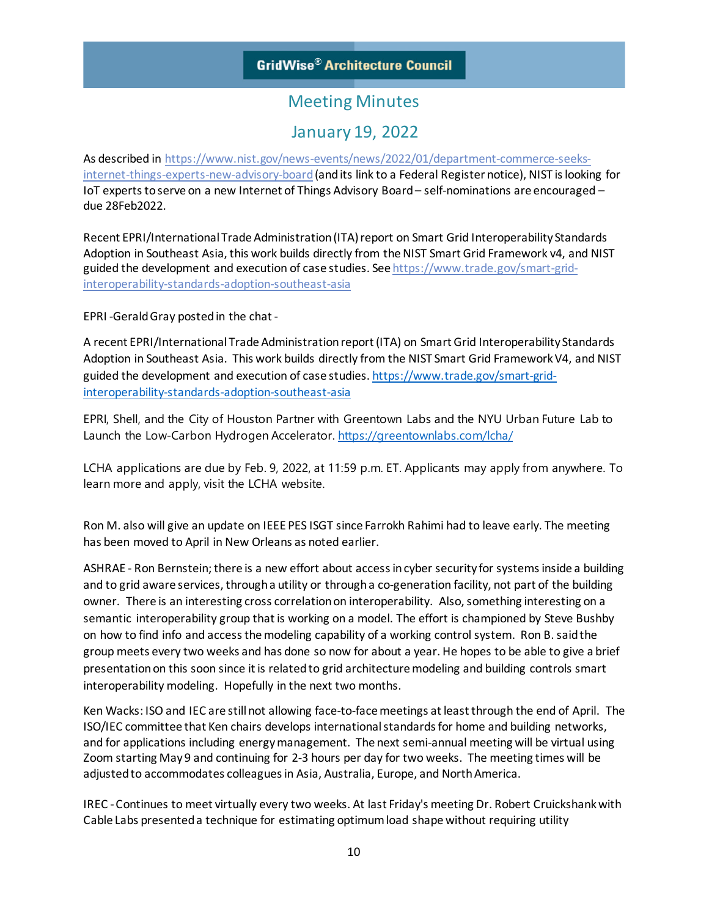# GridWise® Architecture Council

## Meeting Minutes

## January 19, 2022

As described in https://www.nist.gov/news-events/news/2022/01/department-commerce-seeks-internet-things-experts-new-advisory-board (and its link to a Federal Register notice), NIST is looking for IoT experts to serve on a new Internet of Things Advisory Board – self-nominations are encouraged – due 28Feb2022.

Recent EPRI/International Trade Administration (ITA) report on Smart Grid Interoperability Standards Adoption in Southeast Asia, this work builds directly from the NIST Smart Grid Framework v4, and NIST guided the development and execution of case studies. See https://www.trade.gov/smart-grid-interoperability-standards-adoption-southeast-asia

EPRI -Gerald Gray posted in the chat -

A recent EPRI/International Trade Administration report (ITA) on Smart Grid Interoperability Standards Adoption in Southeast Asia. This work builds directly from the NIST Smart Grid Framework V4, and NIST guided the development and execution of case studies. https://www.trade.gov/smart-grid-interoperability-standards-adoption-southeast-asia

EPRI, Shell, and the City of Houston Partner with Greentown Labs and the NYU Urban Future Lab to Launch the Low-Carbon Hydrogen Accelerator. https://greentownlabs.com/lcha/

LCHA applications are due by Feb. 9, 2022, at 11:59 p.m. ET. Applicants may apply from anywhere. To learn more and apply, visit the LCHA website.

Ron M. also will give an update on IEEE PES ISGT since Farrokh Rahimi had to leave early. The meeting has been moved to April in New Orleans as noted earlier.

ASHRAE - Ron Bernstein; there is a new effort about access in cyber security for systems inside a building and to grid aware services, through a utility or through a co-generation facility, not part of the building owner. There is an interesting cross correlation on interoperability. Also, something interesting on a semantic interoperability group that is working on a model. The effort is championed by Steve Bushby on how to find info and access the modeling capability of a working control system. Ron B. said the group meets every two weeks and has done so now for about a year. He hopes to be able to give a brief presentation on this soon since it is related to grid architecture modeling and building controls smart interoperability modeling. Hopefully in the next two months.

Ken Wacks: ISO and IEC are still not allowing face-to-face meetings at least through the end of April. The ISO/IEC committee that Ken chairs develops international standards for home and building networks, and for applications including energy management. The next semi-annual meeting will be virtual using Zoom starting May 9 and continuing for 2-3 hours per day for two weeks. The meeting times will be adjusted to accommodates colleagues in Asia, Australia, Europe, and North America.

IREC - Continues to meet virtually every two weeks. At last Friday's meeting Dr. Robert Cruickshank with Cable Labs presented a technique for estimating optimum load shape without requiring utility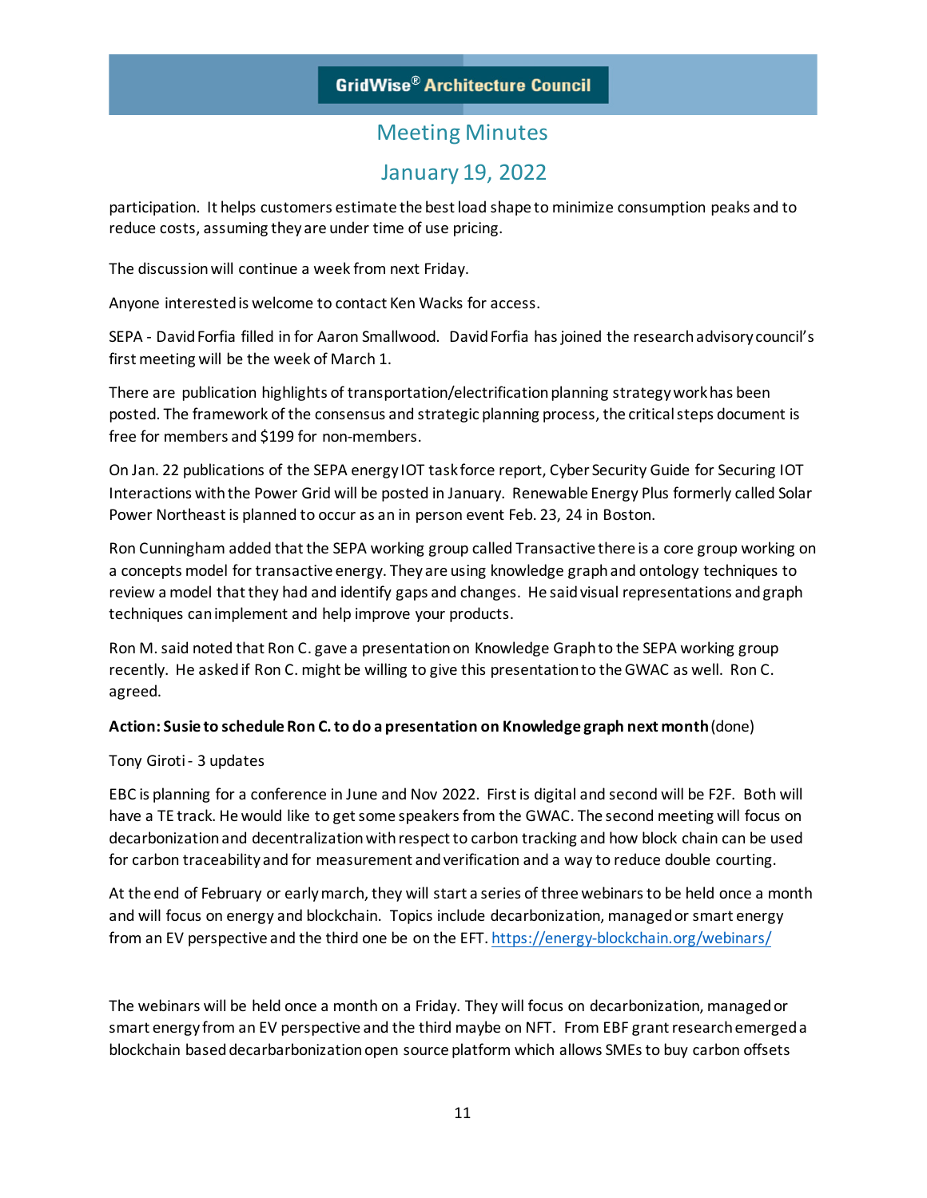participation. It helps customers estimate the best load shape to minimize consumption peaks and to reduce costs, assuming they are under time of use pricing.

The discussion will continue a week from next Friday.

Anyone interested is welcome to contact Ken Wacks for access.

SEPA - David Forfia filled in for Aaron Smallwood. David Forfia has joined the research advisory council's first meeting will be the week of March 1.

There are publication highlights of transportation/electrification planning strategy work has been posted. The framework of the consensus and strategic planning process, the critical steps document is free for members and $199 for non-members.

On Jan. 22 publications of the SEPA energy IOT task force report, Cyber Security Guide for Securing IOT Interactions with the Power Grid will be posted in January. Renewable Energy Plus formerly called Solar Power Northeast is planned to occur as an in person event Feb. 23, 24 in Boston.

Ron Cunningham added that the SEPA working group called Transactive there is a core group working on a concepts model for transactive energy. They are using knowledge graph and ontology techniques to review a model that they had and identify gaps and changes. He said visual representations and graph techniques can implement and help improve your products.

Ron M. said noted that Ron C. gave a presentation on Knowledge Graph to the SEPA working group recently. He asked if Ron C. might be willing to give this presentation to the GWAC as well. Ron C. agreed.

**Action: Susie to schedule Ron C. to do a presentation on Knowledge graph next month** (done)

Tony Giroti - 3 updates

EBC is planning for a conference in June and Nov 2022. First is digital and second will be F2F. Both will have a TE track. He would like to get some speakers from the GWAC. The second meeting will focus on decarbonization and decentralization with respect to carbon tracking and how block chain can be used for carbon traceability and for measurement and verification and a way to reduce double courting.

At the end of February or early march, they will start a series of three webinars to be held once a month and will focus on energy and blockchain. Topics include decarbonization, managed or smart energy from an EV perspective and the third one be on the EFT. https://energy-blockchain.org/webinars/

The webinars will be held once a month on a Friday. They will focus on decarbonization, managed or smart energy from an EV perspective and the third maybe on NFT. From EBF grant research emerged a blockchain based decarbarbonization open source platform which allows SMEs to buy carbon offsets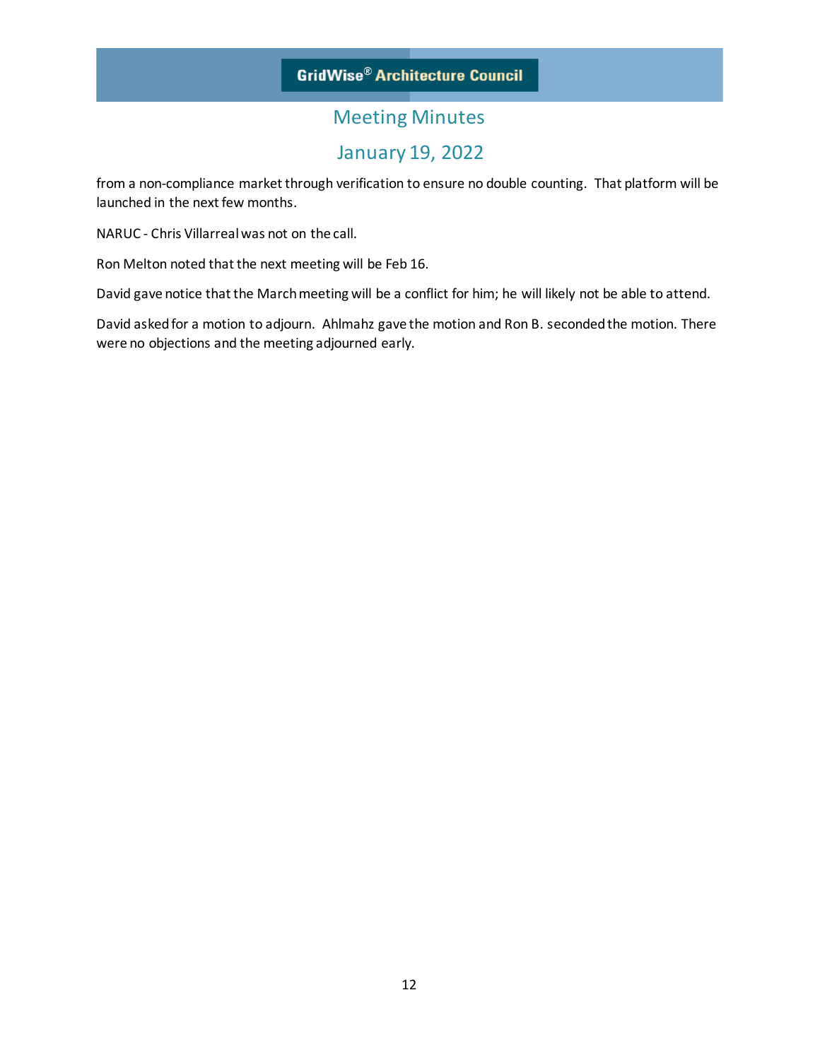from a non-compliance market through verification to ensure no double counting. That platform will be launched in the next few months.

NARUC - Chris Villarreal was not on the call.

Ron Melton noted that the next meeting will be Feb 16.

David gave notice that the March meeting will be a conflict for him; he will likely not be able to attend.

David asked for a motion to adjourn. Ahlmahz gave the motion and Ron B. seconded the motion. There were no objections and the meeting adjourned early.